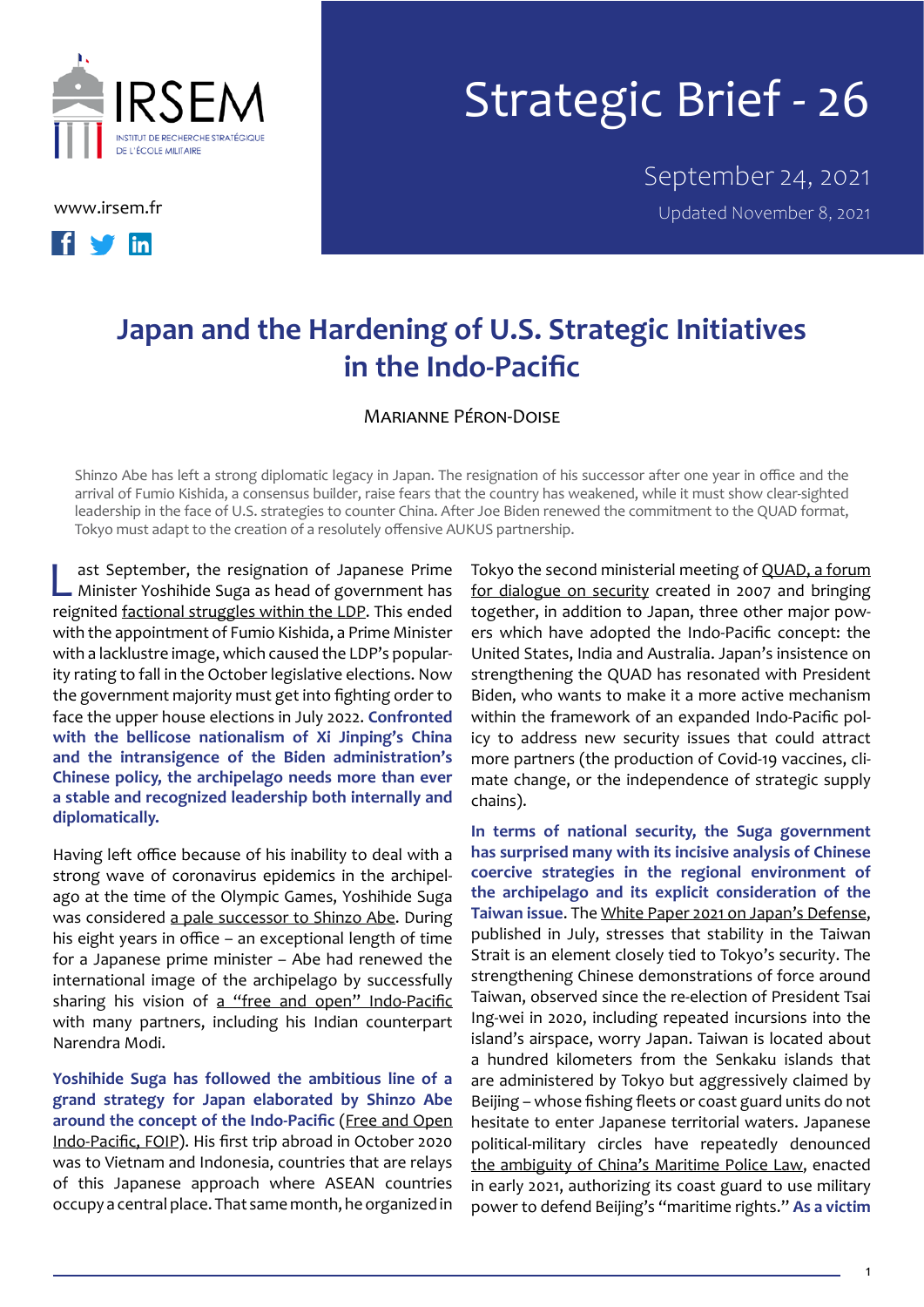IRSEM

INSTITUT DE RECHERCHE STRATÉGIQUE DE L'ÉCOLE MILITAIRE

www.irsem.fr

# Strategic Brief - 26

September 24, 2021

Updated November 8, 2021

# Japan and the Hardening of U.S. Strategic Initiatives in the Indo-Pacific

MARIANNE PÉRON-DOISE

Shinzo Abe has left a strong diplomatic legacy in Japan. The resignation of his successor after one year in office and the arrival of Fumio Kishida, a consensus builder, raise fears that the country has weakened, while it must show clear-sighted leadership in the face of U.S. strategies to counter China. After Joe Biden renewed the commitment to the QUAD format, Tokyo must adapt to the creation of a resolutely offensive AUKUS partnership.

Last September, the resignation of Japanese Prime Minister Yoshihide Suga as head of government has reignited factional struggles within the LDP. This ended with the appointment of Fumio Kishida, a Prime Minister with a lacklustre image, which caused the LDP's popularity rating to fall in the October legislative elections. Now the government majority must get into fighting order to face the upper house elections in July 2022. **Confronted with the bellicose nationalism of Xi Jinping's China and the intransigence of the Biden administration's Chinese policy, the archipelago needs more than ever a stable and recognized leadership both internally and diplomatically.**

Having left office because of his inability to deal with a strong wave of coronavirus epidemics in the archipelago at the time of the Olympic Games, Yoshihide Suga was considered a pale successor to Shinzo Abe. During his eight years in office – an exceptional length of time for a Japanese prime minister – Abe had renewed the international image of the archipelago by successfully sharing his vision of a "free and open" Indo-Pacific with many partners, including his Indian counterpart Narendra Modi.

**Yoshihide Suga has followed the ambitious line of a grand strategy for Japan elaborated by Shinzo Abe around the concept of the Indo-Pacific** (Free and Open Indo-Pacific, FOIP). His first trip abroad in October 2020 was to Vietnam and Indonesia, countries that are relays of this Japanese approach where ASEAN countries occupy a central place. That same month, he organized in Tokyo the second ministerial meeting of QUAD, a forum for dialogue on security created in 2007 and bringing together, in addition to Japan, three other major powers which have adopted the Indo-Pacific concept: the United States, India and Australia. Japan's insistence on strengthening the QUAD has resonated with President Biden, who wants to make it a more active mechanism within the framework of an expanded Indo-Pacific policy to address new security issues that could attract more partners (the production of Covid-19 vaccines, climate change, or the independence of strategic supply chains).

**In terms of national security, the Suga government has surprised many with its incisive analysis of Chinese coercive strategies in the regional environment of the archipelago and its explicit consideration of the Taiwan issue.** The White Paper 2021 on Japan's Defense, published in July, stresses that stability in the Taiwan Strait is an element closely tied to Tokyo's security. The strengthening Chinese demonstrations of force around Taiwan, observed since the re-election of President Tsai Ing-wei in 2020, including repeated incursions into the island's airspace, worry Japan. Taiwan is located about a hundred kilometers from the Senkaku islands that are administered by Tokyo but aggressively claimed by Beijing – whose fishing fleets or coast guard units do not hesitate to enter Japanese territorial waters. Japanese political-military circles have repeatedly denounced the ambiguity of China's Maritime Police Law, enacted in early 2021, authorizing its coast guard to use military power to defend Beijing's "maritime rights." **As a victim**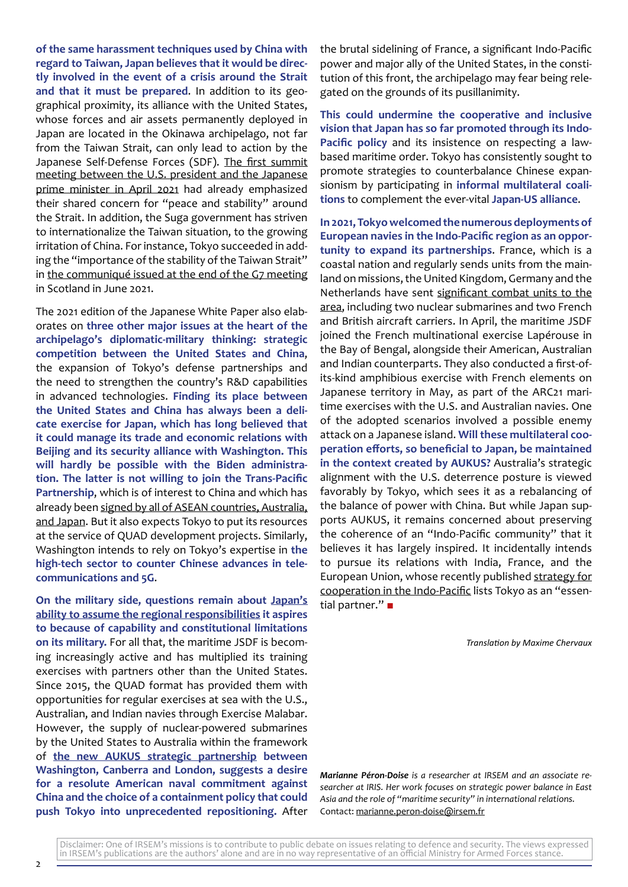**of the same harassment techniques used by China with regard to Taiwan, Japan believes that it would be directly involved in the event of a crisis around the Strait and that it must be prepared.** In addition to its geographical proximity, its alliance with the United States, whose forces and air assets permanently deployed in Japan are located in the Okinawa archipelago, not far from the Taiwan Strait, can only lead to action by the Japanese Self-Defense Forces (SDF). The first summit meeting between the U.S. president and the Japanese prime minister in April 2021 had already emphasized their shared concern for "peace and stability" around the Strait. In addition, the Suga government has striven to internationalize the Taiwan situation, to the growing irritation of China. For instance, Tokyo succeeded in adding the "importance of the stability of the Taiwan Strait" in the communiqué issued at the end of the G7 meeting in Scotland in June 2021.

The 2021 edition of the Japanese White Paper also elaborates on **three other major issues at the heart of the archipelago's diplomatic-military thinking: strategic competition between the United States and China**, the expansion of Tokyo's defense partnerships and the need to strengthen the country's R&D capabilities in advanced technologies. **Finding its place between the United States and China has always been a delicate exercise for Japan, which has long believed that it could manage its trade and economic relations with Beijing and its security alliance with Washington. This will hardly be possible with the Biden administration. The latter is not willing to join the Trans-Pacific Partnership**, which is of interest to China and which has already been signed by all of ASEAN countries, Australia, and Japan. But it also expects Tokyo to put its resources at the service of QUAD development projects. Similarly, Washington intends to rely on Tokyo's expertise in **the high-tech sector to counter Chinese advances in telecommunications and 5G.**

**On the military side, questions remain about Japan's ability to assume the regional responsibilities it aspires to because of capability and constitutional limitations on its military.** For all that, the maritime JSDF is becoming increasingly active and has multiplied its training exercises with partners other than the United States. Since 2015, the QUAD format has provided them with opportunities for regular exercises at sea with the U.S., Australian, and Indian navies through Exercise Malabar. However, the supply of nuclear-powered submarines by the United States to Australia within the framework of **the new AUKUS strategic partnership between Washington, Canberra and London, suggests a desire for a resolute American naval commitment against China and the choice of a containment policy that could push Tokyo into unprecedented repositioning.** After the brutal sidelining of France, a significant Indo-Pacific power and major ally of the United States, in the constitution of this front, the archipelago may fear being relegated on the grounds of its pusillanimity.

**This could undermine the cooperative and inclusive vision that Japan has so far promoted through its Indo-Pacific policy** and its insistence on respecting a law-based maritime order. Tokyo has consistently sought to promote strategies to counterbalance Chinese expansionism by participating in **informal multilateral coalitions** to complement the ever-vital **Japan-US alliance**.

**In 2021, Tokyo welcomed the numerous deployments of European navies in the Indo-Pacific region as an opportunity to expand its partnerships.** France, which is a coastal nation and regularly sends units from the mainland on missions, the United Kingdom, Germany and the Netherlands have sent significant combat units to the area, including two nuclear submarines and two French and British aircraft carriers. In April, the maritime JSDF joined the French multinational exercise Lapérouse in the Bay of Bengal, alongside their American, Australian and Indian counterparts. They also conducted a first-of-its-kind amphibious exercise with French elements on Japanese territory in May, as part of the ARC21 maritime exercises with the U.S. and Australian navies. One of the adopted scenarios involved a possible enemy attack on a Japanese island. **Will these multilateral cooperation efforts, so beneficial to Japan, be maintained in the context created by AUKUS?** Australia's strategic alignment with the U.S. deterrence posture is viewed favorably by Tokyo, which sees it as a rebalancing of the balance of power with China. But while Japan supports AUKUS, it remains concerned about preserving the coherence of an "Indo-Pacific community" that it believes it has largely inspired. It incidentally intends to pursue its relations with India, France, and the European Union, whose recently published strategy for cooperation in the Indo-Pacific lists Tokyo as an "essential partner." ■

*Translation by Maxime Chervaux*

***Marianne Péron-Doise*** *is a researcher at IRSEM and an associate researcher at IRIS. Her work focuses on strategic power balance in East Asia and the role of "maritime security" in international relations.* Contact: marianne.peron-doise@irsem.fr

Disclaimer: One of IRSEM's missions is to contribute to public debate on issues relating to defence and security. The views expressed in IRSEM's publications are the authors' alone and are in no way representative of an official Ministry for Armed Forces stance.